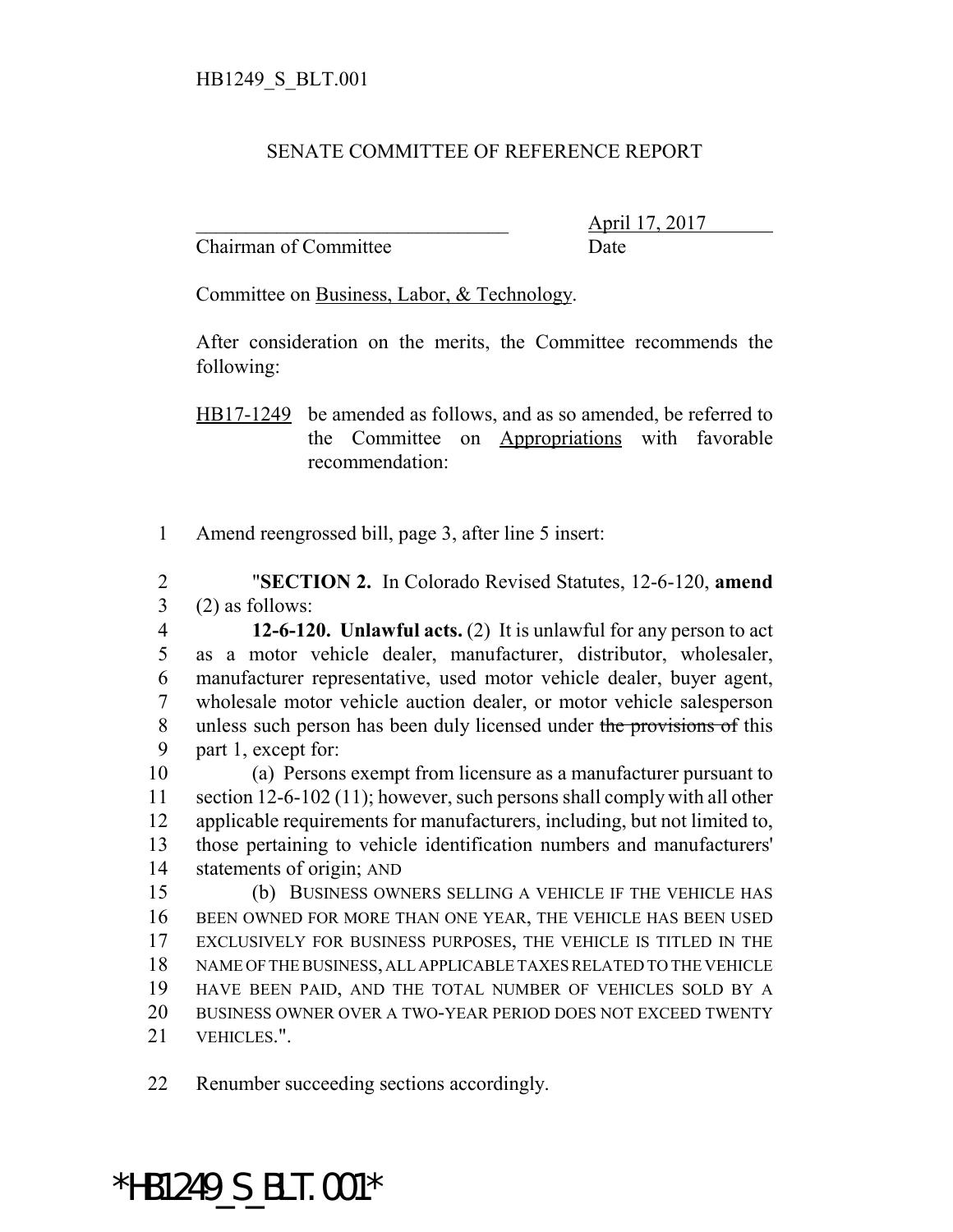HB1249_S_BLT.001

SENATE COMMITTEE OF REFERENCE REPORT

_______________________________ April 17, 2017
Chairman of Committee Date

Committee on Business, Labor, & Technology.

After consideration on the merits, the Committee recommends the following:

HB17-1249 be amended as follows, and as so amended, be referred to the Committee on Appropriations with favorable recommendation:

1 Amend reengrossed bill, page 3, after line 5 insert:

2 "**SECTION 2.** In Colorado Revised Statutes, 12-6-120, **amend**
3 (2) as follows:
4 **12-6-120. Unlawful acts.** (2) It is unlawful for any person to act
5 as a motor vehicle dealer, manufacturer, distributor, wholesaler,
6 manufacturer representative, used motor vehicle dealer, buyer agent,
7 wholesale motor vehicle auction dealer, or motor vehicle salesperson
8 unless such person has been duly licensed under ~~the provisions of~~ this
9 part 1, except for:
10 (a) Persons exempt from licensure as a manufacturer pursuant to
11 section 12-6-102 (11); however, such persons shall comply with all other
12 applicable requirements for manufacturers, including, but not limited to,
13 those pertaining to vehicle identification numbers and manufacturers'
14 statements of origin; AND
15 (b) BUSINESS OWNERS SELLING A VEHICLE IF THE VEHICLE HAS
16 BEEN OWNED FOR MORE THAN ONE YEAR, THE VEHICLE HAS BEEN USED
17 EXCLUSIVELY FOR BUSINESS PURPOSES, THE VEHICLE IS TITLED IN THE
18 NAME OF THE BUSINESS, ALL APPLICABLE TAXES RELATED TO THE VEHICLE
19 HAVE BEEN PAID, AND THE TOTAL NUMBER OF VEHICLES SOLD BY A
20 BUSINESS OWNER OVER A TWO-YEAR PERIOD DOES NOT EXCEED TWENTY
21 VEHICLES.".

22 Renumber succeeding sections accordingly.

*HB1249_S_BLT.001*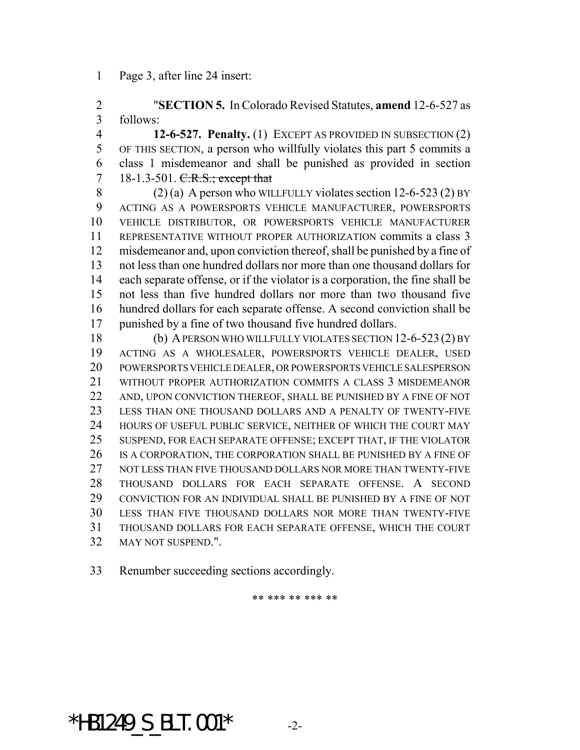Page 3, after line 24 insert:

"**SECTION 5.** In Colorado Revised Statutes, **amend** 12-6-527 as follows:

**12-6-527. Penalty.** (1) EXCEPT AS PROVIDED IN SUBSECTION (2) OF THIS SECTION, a person who willfully violates this part 5 commits a class 1 misdemeanor and shall be punished as provided in section 18-1.3-501. ~~C.R.S.; except that~~

(2) (a) A person who WILLFULLY violates section 12-6-523 (2) BY ACTING AS A POWERSPORTS VEHICLE MANUFACTURER, POWERSPORTS VEHICLE DISTRIBUTOR, OR POWERSPORTS VEHICLE MANUFACTURER REPRESENTATIVE WITHOUT PROPER AUTHORIZATION commits a class 3 misdemeanor and, upon conviction thereof, shall be punished by a fine of not less than one hundred dollars nor more than one thousand dollars for each separate offense, or if the violator is a corporation, the fine shall be not less than five hundred dollars nor more than two thousand five hundred dollars for each separate offense. A second conviction shall be punished by a fine of two thousand five hundred dollars.

(b) A PERSON WHO WILLFULLY VIOLATES SECTION 12-6-523 (2) BY ACTING AS A WHOLESALER, POWERSPORTS VEHICLE DEALER, USED POWERSPORTS VEHICLE DEALER, OR POWERSPORTS VEHICLE SALESPERSON WITHOUT PROPER AUTHORIZATION COMMITS A CLASS 3 MISDEMEANOR AND, UPON CONVICTION THEREOF, SHALL BE PUNISHED BY A FINE OF NOT LESS THAN ONE THOUSAND DOLLARS AND A PENALTY OF TWENTY-FIVE HOURS OF USEFUL PUBLIC SERVICE, NEITHER OF WHICH THE COURT MAY SUSPEND, FOR EACH SEPARATE OFFENSE; EXCEPT THAT, IF THE VIOLATOR IS A CORPORATION, THE CORPORATION SHALL BE PUNISHED BY A FINE OF NOT LESS THAN FIVE THOUSAND DOLLARS NOR MORE THAN TWENTY-FIVE THOUSAND DOLLARS FOR EACH SEPARATE OFFENSE. A SECOND CONVICTION FOR AN INDIVIDUAL SHALL BE PUNISHED BY A FINE OF NOT LESS THAN FIVE THOUSAND DOLLARS NOR MORE THAN TWENTY-FIVE THOUSAND DOLLARS FOR EACH SEPARATE OFFENSE, WHICH THE COURT MAY NOT SUSPEND.".

Renumber succeeding sections accordingly.

\** *** ** *** **

*HB1249_S_BLT.001*